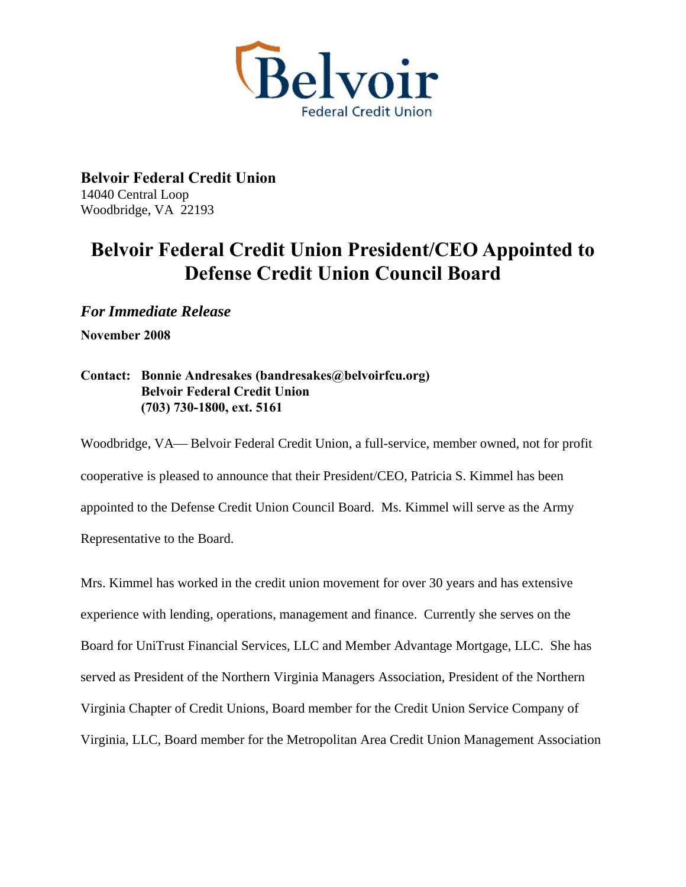**Belvoir Federal Credit Union**
14040 Central Loop
Woodbridge, VA 22193

# Belvoir Federal Credit Union President/CEO Appointed to Defense Credit Union Council Board

***For Immediate Release***

**November 2008**

**Contact: Bonnie Andresakes (bandresakes@belvoirfcu.org)**
**Belvoir Federal Credit Union**
**(703) 730-1800, ext. 5161**

Woodbridge, VA— Belvoir Federal Credit Union, a full-service, member owned, not for profit cooperative is pleased to announce that their President/CEO, Patricia S. Kimmel has been appointed to the Defense Credit Union Council Board. Ms. Kimmel will serve as the Army Representative to the Board.

Mrs. Kimmel has worked in the credit union movement for over 30 years and has extensive experience with lending, operations, management and finance. Currently she serves on the Board for UniTrust Financial Services, LLC and Member Advantage Mortgage, LLC. She has served as President of the Northern Virginia Managers Association, President of the Northern Virginia Chapter of Credit Unions, Board member for the Credit Union Service Company of Virginia, LLC, Board member for the Metropolitan Area Credit Union Management Association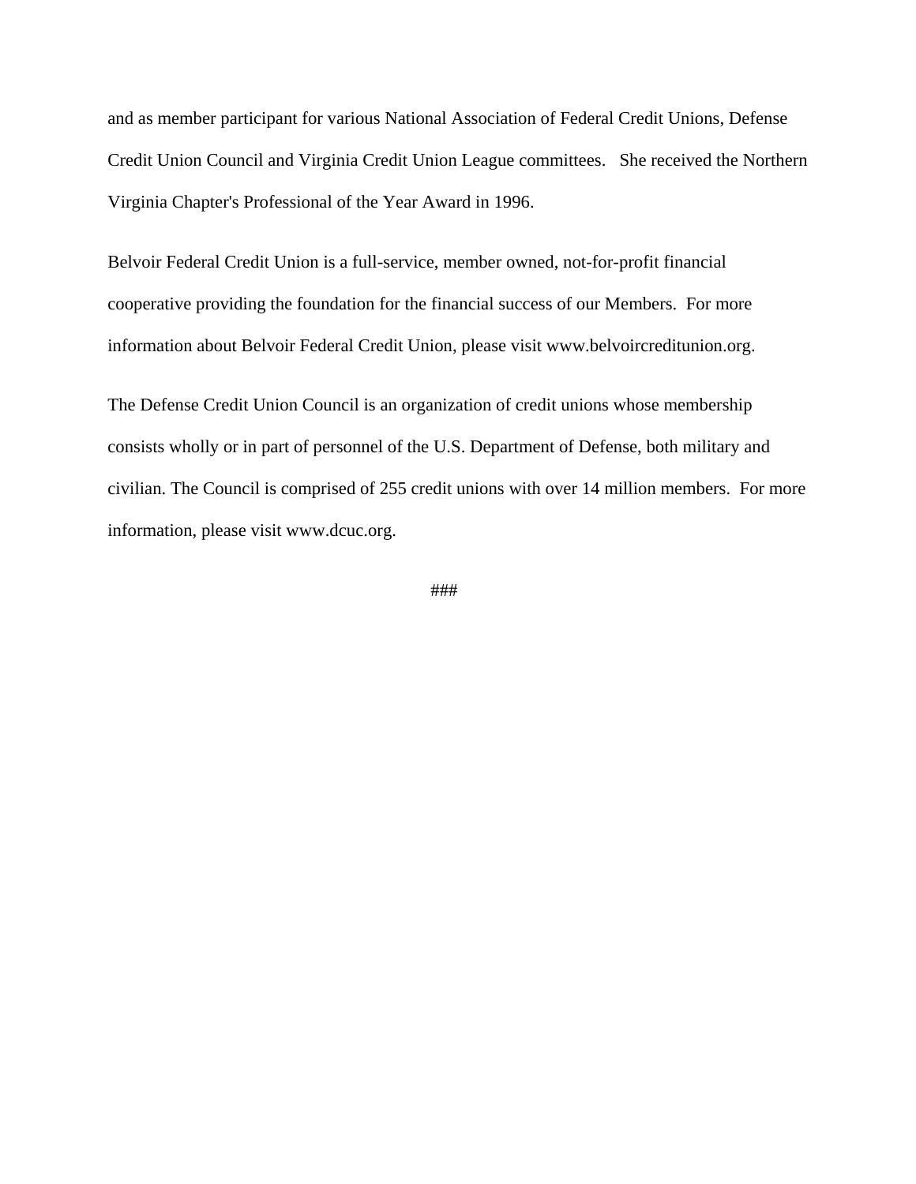and as member participant for various National Association of Federal Credit Unions, Defense Credit Union Council and Virginia Credit Union League committees. She received the Northern Virginia Chapter's Professional of the Year Award in 1996.

Belvoir Federal Credit Union is a full-service, member owned, not-for-profit financial cooperative providing the foundation for the financial success of our Members. For more information about Belvoir Federal Credit Union, please visit www.belvoircreditunion.org.

The Defense Credit Union Council is an organization of credit unions whose membership consists wholly or in part of personnel of the U.S. Department of Defense, both military and civilian. The Council is comprised of 255 credit unions with over 14 million members. For more information, please visit www.dcuc.org.

###